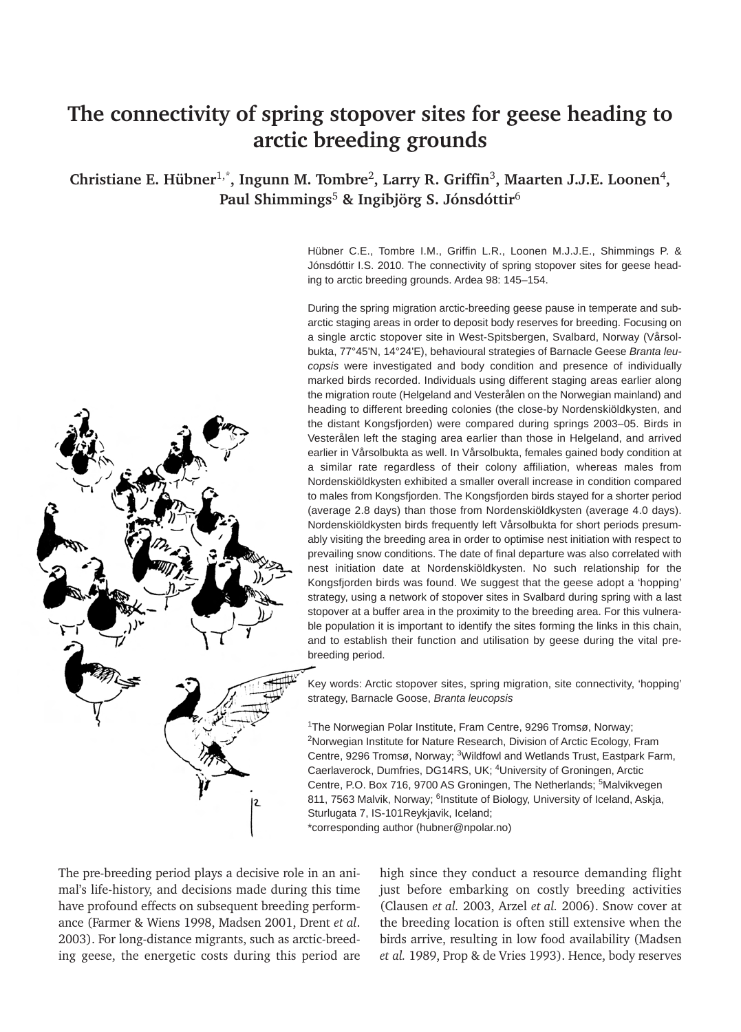# The connectivity of spring stopover sites for geese heading to arctic breeding grounds

**Christiane E. Hübner[1,*], Ingunn M. Tombre[2], Larry R. Griffin[3], Maarten J.J.E. Loonen[4], Paul Shimmings[5] & Ingibjörg S. Jónsdóttir[6]**

Hübner C.E., Tombre I.M., Griffin L.R., Loonen M.J.J.E., Shimmings P. & Jónsdóttir I.S. 2010. The connectivity of spring stopover sites for geese heading to arctic breeding grounds. Ardea 98: 145–154.

During the spring migration arctic-breeding geese pause in temperate and sub-arctic staging areas in order to deposit body reserves for breeding. Focusing on a single arctic stopover site in West-Spitsbergen, Svalbard, Norway (Vårsolbukta, 77°45'N, 14°24'E), behavioural strategies of Barnacle Geese *Branta leucopsis* were investigated and body condition and presence of individually marked birds recorded. Individuals using different staging areas earlier along the migration route (Helgeland and Vesterålen on the Norwegian mainland) and heading to different breeding colonies (the close-by Nordenskiöldkysten, and the distant Kongsfjorden) were compared during springs 2003–05. Birds in Vesterålen left the staging area earlier than those in Helgeland, and arrived earlier in Vårsolbukta as well. In Vårsolbukta, females gained body condition at a similar rate regardless of their colony affiliation, whereas males from Nordenskiöldkysten exhibited a smaller overall increase in condition compared to males from Kongsfjorden. The Kongsfjorden birds stayed for a shorter period (average 2.8 days) than those from Nordenskiöldkysten (average 4.0 days). Nordenskiöldkysten birds frequently left Vårsolbukta for short periods presumably visiting the breeding area in order to optimise nest initiation with respect to prevailing snow conditions. The date of final departure was also correlated with nest initiation date at Nordenskiöldkysten. No such relationship for the Kongsfjorden birds was found. We suggest that the geese adopt a 'hopping' strategy, using a network of stopover sites in Svalbard during spring with a last stopover at a buffer area in the proximity to the breeding area. For this vulnerable population it is important to identify the sites forming the links in this chain, and to establish their function and utilisation by geese during the vital pre-breeding period.

Key words: Arctic stopover sites, spring migration, site connectivity, 'hopping' strategy, Barnacle Goose, *Branta leucopsis*

[1]The Norwegian Polar Institute, Fram Centre, 9296 Tromsø, Norway; [2]Norwegian Institute for Nature Research, Division of Arctic Ecology, Fram Centre, 9296 Tromsø, Norway; [3]Wildfowl and Wetlands Trust, Eastpark Farm, Caerlaverock, Dumfries, DG14RS, UK; [4]University of Groningen, Arctic Centre, P.O. Box 716, 9700 AS Groningen, The Netherlands; [5]Malvikvegen 811, 7563 Malvik, Norway; [6]Institute of Biology, University of Iceland, Askja, Sturlugata 7, IS-101Reykjavik, Iceland;
*corresponding author (hubner@npolar.no)

The pre-breeding period plays a decisive role in an animal's life-history, and decisions made during this time have profound effects on subsequent breeding performance (Farmer & Wiens 1998, Madsen 2001, Drent *et al*. 2003). For long-distance migrants, such as arctic-breeding geese, the energetic costs during this period are high since they conduct a resource demanding flight just before embarking on costly breeding activities (Clausen *et al.* 2003, Arzel *et al.* 2006). Snow cover at the breeding location is often still extensive when the birds arrive, resulting in low food availability (Madsen *et al.* 1989, Prop & de Vries 1993). Hence, body reserves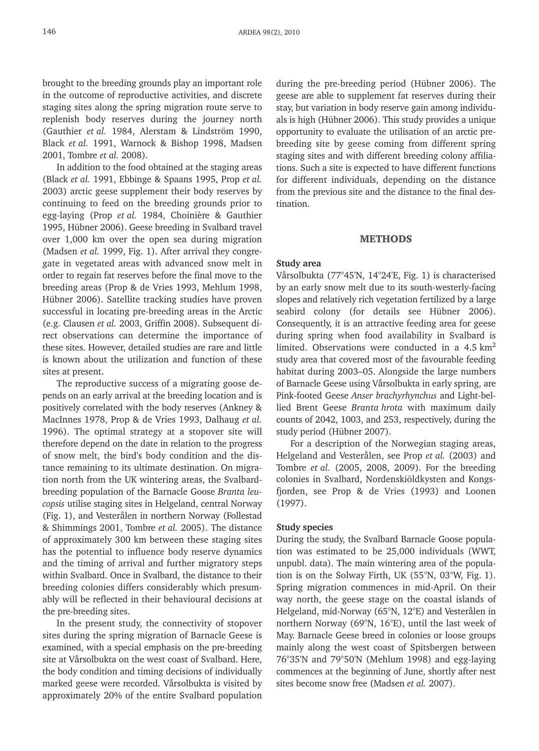brought to the breeding grounds play an important role in the outcome of reproductive activities, and discrete staging sites along the spring migration route serve to replenish body reserves during the journey north (Gauthier *et al.* 1984, Alerstam & Lindström 1990, Black *et al.* 1991, Warnock & Bishop 1998, Madsen 2001, Tombre *et al.* 2008).

In addition to the food obtained at the staging areas (Black *et al.* 1991, Ebbinge & Spaans 1995, Prop *et al.* 2003) arctic geese supplement their body reserves by continuing to feed on the breeding grounds prior to egg-laying (Prop *et al.* 1984, Choinière & Gauthier 1995, Hübner 2006). Geese breeding in Svalbard travel over 1,000 km over the open sea during migration (Madsen *et al.* 1999, Fig. 1). After arrival they congregate in vegetated areas with advanced snow melt in order to regain fat reserves before the final move to the breeding areas (Prop & de Vries 1993, Mehlum 1998, Hübner 2006). Satellite tracking studies have proven successful in locating pre-breeding areas in the Arctic (e.g. Clausen *et al.* 2003, Griffin 2008). Subsequent direct observations can determine the importance of these sites. However, detailed studies are rare and little is known about the utilization and function of these sites at present.

The reproductive success of a migrating goose depends on an early arrival at the breeding location and is positively correlated with the body reserves (Ankney & MacInnes 1978, Prop & de Vries 1993, Dalhaug *et al.* 1996). The optimal strategy at a stopover site will therefore depend on the date in relation to the progress of snow melt, the bird's body condition and the distance remaining to its ultimate destination. On migration north from the UK wintering areas, the Svalbard-breeding population of the Barnacle Goose *Branta leucopsis* utilise staging sites in Helgeland, central Norway (Fig. 1), and Vesterålen in northern Norway (Follestad & Shimmings 2001, Tombre *et al.* 2005). The distance of approximately 300 km between these staging sites has the potential to influence body reserve dynamics and the timing of arrival and further migratory steps within Svalbard. Once in Svalbard, the distance to their breeding colonies differs considerably which presumably will be reflected in their behavioural decisions at the pre-breeding sites.

In the present study, the connectivity of stopover sites during the spring migration of Barnacle Geese is examined, with a special emphasis on the pre-breeding site at Vårsolbukta on the west coast of Svalbard. Here, the body condition and timing decisions of individually marked geese were recorded. Vårsolbukta is visited by approximately 20% of the entire Svalbard population during the pre-breeding period (Hübner 2006). The geese are able to supplement fat reserves during their stay, but variation in body reserve gain among individuals is high (Hübner 2006). This study provides a unique opportunity to evaluate the utilisation of an arctic pre-breeding site by geese coming from different spring staging sites and with different breeding colony affiliations. Such a site is expected to have different functions for different individuals, depending on the distance from the previous site and the distance to the final destination.

## METHODS

### Study area

Vårsolbukta (77°45'N, 14°24'E, Fig. 1) is characterised by an early snow melt due to its south-westerly-facing slopes and relatively rich vegetation fertilized by a large seabird colony (for details see Hübner 2006). Consequently, it is an attractive feeding area for geese during spring when food availability in Svalbard is limited. Observations were conducted in a 4.5 km$^2$ study area that covered most of the favourable feeding habitat during 2003–05. Alongside the large numbers of Barnacle Geese using Vårsolbukta in early spring, are Pink-footed Geese *Anser brachyrhynchus* and Light-bellied Brent Geese *Branta hrota* with maximum daily counts of 2042, 1003, and 253, respectively, during the study period (Hübner 2007).

For a description of the Norwegian staging areas, Helgeland and Vesterålen, see Prop *et al.* (2003) and Tombre *et al.* (2005, 2008, 2009). For the breeding colonies in Svalbard, Nordenskiöldkysten and Kongsfjorden, see Prop & de Vries (1993) and Loonen (1997).

### Study species

During the study, the Svalbard Barnacle Goose population was estimated to be 25,000 individuals (WWT, unpubl. data). The main wintering area of the population is on the Solway Firth, UK (55°N, 03°W, Fig. 1). Spring migration commences in mid-April. On their way north, the geese stage on the coastal islands of Helgeland, mid-Norway (65°N, 12°E) and Vesterålen in northern Norway (69°N, 16°E), until the last week of May. Barnacle Geese breed in colonies or loose groups mainly along the west coast of Spitsbergen between 76°35'N and 79°50'N (Mehlum 1998) and egg-laying commences at the beginning of June, shortly after nest sites become snow free (Madsen *et al.* 2007).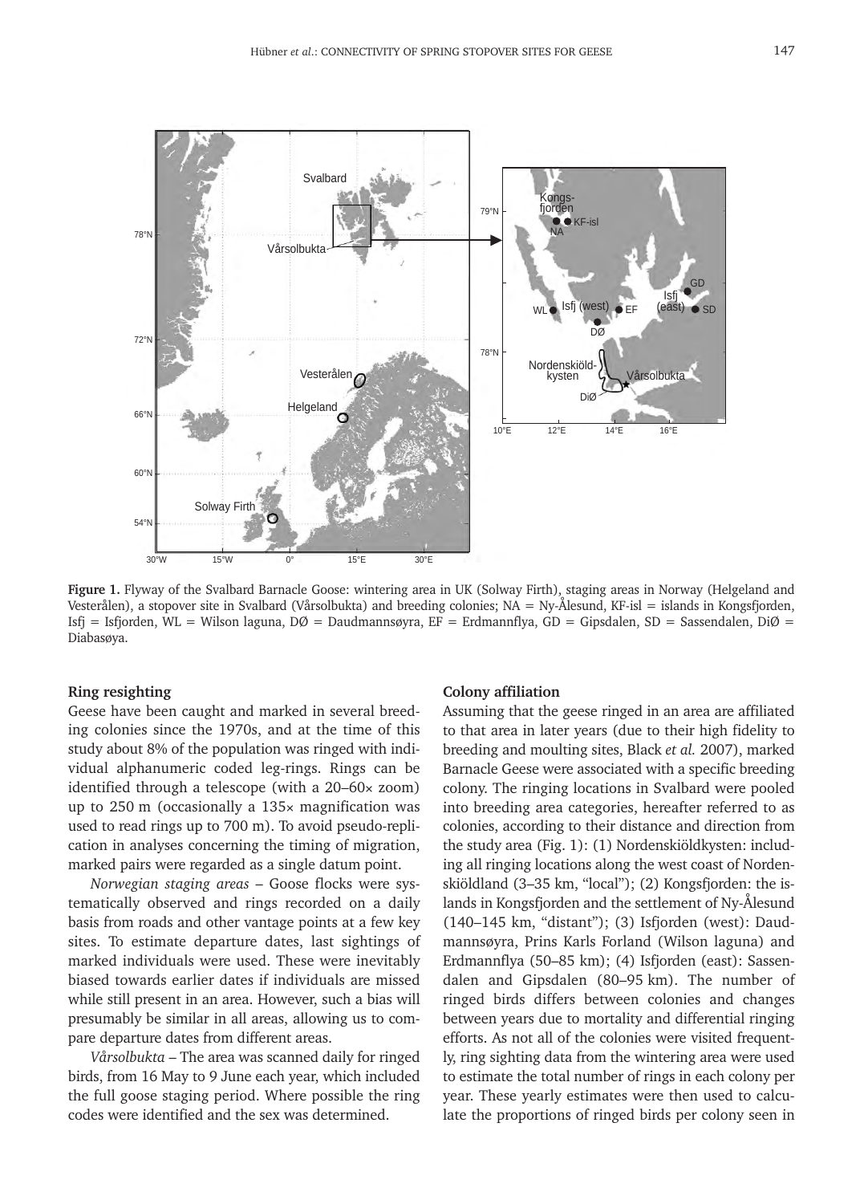**Figure 1.** Flyway of the Svalbard Barnacle Goose: wintering area in UK (Solway Firth), staging areas in Norway (Helgeland and Vesterålen), a stopover site in Svalbard (Vårsolbukta) and breeding colonies; NA = Ny-Ålesund, KF-isl = islands in Kongsfjorden, Isfj = Isfjorden, WL = Wilson laguna, DØ = Daudmannsøyra, EF = Erdmannflya, GD = Gipsdalen, SD = Sassendalen, DiØ = Diabasøya.

#### Ring resighting

Geese have been caught and marked in several breeding colonies since the 1970s, and at the time of this study about 8% of the population was ringed with individual alphanumeric coded leg-rings. Rings can be identified through a telescope (with a 20–60× zoom) up to 250 m (occasionally a 135× magnification was used to read rings up to 700 m). To avoid pseudo-replication in analyses concerning the timing of migration, marked pairs were regarded as a single datum point.

*Norwegian staging areas* – Goose flocks were systematically observed and rings recorded on a daily basis from roads and other vantage points at a few key sites. To estimate departure dates, last sightings of marked individuals were used. These were inevitably biased towards earlier dates if individuals are missed while still present in an area. However, such a bias will presumably be similar in all areas, allowing us to compare departure dates from different areas.

*Vårsolbukta* – The area was scanned daily for ringed birds, from 16 May to 9 June each year, which included the full goose staging period. Where possible the ring codes were identified and the sex was determined.

#### Colony affiliation

Assuming that the geese ringed in an area are affiliated to that area in later years (due to their high fidelity to breeding and moulting sites, Black *et al.* 2007), marked Barnacle Geese were associated with a specific breeding colony. The ringing locations in Svalbard were pooled into breeding area categories, hereafter referred to as colonies, according to their distance and direction from the study area (Fig. 1): (1) Nordenskiöldkysten: including all ringing locations along the west coast of Nordenskiöldland (3–35 km, "local"); (2) Kongsfjorden: the islands in Kongsfjorden and the settlement of Ny-Ålesund (140–145 km, "distant"); (3) Isfjorden (west): Daudmannsøyra, Prins Karls Forland (Wilson laguna) and Erdmannflya (50–85 km); (4) Isfjorden (east): Sassendalen and Gipsdalen (80–95 km). The number of ringed birds differs between colonies and changes between years due to mortality and differential ringing efforts. As not all of the colonies were visited frequently, ring sighting data from the wintering area were used to estimate the total number of rings in each colony per year. These yearly estimates were then used to calculate the proportions of ringed birds per colony seen in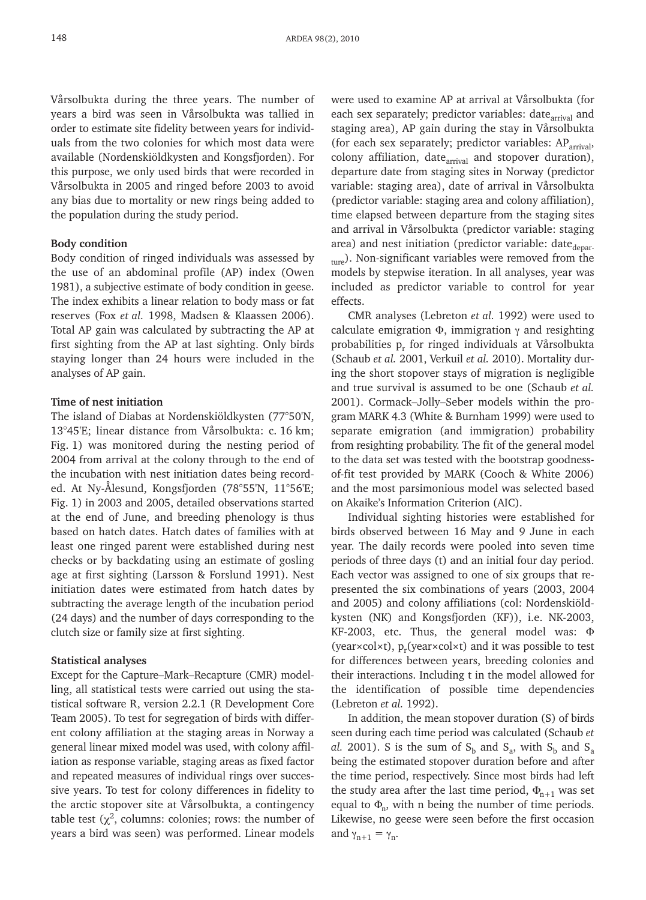Vårsolbukta during the three years. The number of years a bird was seen in Vårsolbukta was tallied in order to estimate site fidelity between years for individuals from the two colonies for which most data were available (Nordenskiöldkysten and Kongsfjorden). For this purpose, we only used birds that were recorded in Vårsolbukta in 2005 and ringed before 2003 to avoid any bias due to mortality or new rings being added to the population during the study period.

### Body condition

Body condition of ringed individuals was assessed by the use of an abdominal profile (AP) index (Owen 1981), a subjective estimate of body condition in geese. The index exhibits a linear relation to body mass or fat reserves (Fox *et al.* 1998, Madsen & Klaassen 2006). Total AP gain was calculated by subtracting the AP at first sighting from the AP at last sighting. Only birds staying longer than 24 hours were included in the analyses of AP gain.

### Time of nest initiation

The island of Diabas at Nordenskiöldkysten (77°50'N, 13°45'E; linear distance from Vårsolbukta: c. 16 km; Fig. 1) was monitored during the nesting period of 2004 from arrival at the colony through to the end of the incubation with nest initiation dates being recorded. At Ny-Ålesund, Kongsfjorden (78°55'N, 11°56'E; Fig. 1) in 2003 and 2005, detailed observations started at the end of June, and breeding phenology is thus based on hatch dates. Hatch dates of families with at least one ringed parent were established during nest checks or by backdating using an estimate of gosling age at first sighting (Larsson & Forslund 1991). Nest initiation dates were estimated from hatch dates by subtracting the average length of the incubation period (24 days) and the number of days corresponding to the clutch size or family size at first sighting.

### Statistical analyses

Except for the Capture–Mark–Recapture (CMR) modelling, all statistical tests were carried out using the statistical software R, version 2.2.1 (R Development Core Team 2005). To test for segregation of birds with different colony affiliation at the staging areas in Norway a general linear mixed model was used, with colony affiliation as response variable, staging areas as fixed factor and repeated measures of individual rings over successive years. To test for colony differences in fidelity to the arctic stopover site at Vårsolbukta, a contingency table test ($\chi^2$, columns: colonies; rows: the number of years a bird was seen) was performed. Linear models were used to examine AP at arrival at Vårsolbukta (for each sex separately; predictor variables: $date_{arrival}$ and staging area), AP gain during the stay in Vårsolbukta (for each sex separately; predictor variables: $AP_{arrival}$, colony affiliation, $date_{arrival}$ and stopover duration), departure date from staging sites in Norway (predictor variable: staging area), date of arrival in Vårsolbukta (predictor variable: staging area and colony affiliation), time elapsed between departure from the staging sites and arrival in Vårsolbukta (predictor variable: staging area) and nest initiation (predictor variable: $date_{departure}$). Non-significant variables were removed from the models by stepwise iteration. In all analyses, year was included as predictor variable to control for year effects.

CMR analyses (Lebreton *et al.* 1992) were used to calculate emigration $\Phi$, immigration $\gamma$ and resighting probabilities $p_r$ for ringed individuals at Vårsolbukta (Schaub *et al.* 2001, Verkuil *et al.* 2010). Mortality during the short stopover stays of migration is negligible and true survival is assumed to be one (Schaub *et al.* 2001). Cormack–Jolly–Seber models within the program MARK 4.3 (White & Burnham 1999) were used to separate emigration (and immigration) probability from resighting probability. The fit of the general model to the data set was tested with the bootstrap goodness-of-fit test provided by MARK (Cooch & White 2006) and the most parsimonious model was selected based on Akaike's Information Criterion (AIC).

Individual sighting histories were established for birds observed between 16 May and 9 June in each year. The daily records were pooled into seven time periods of three days (t) and an initial four day period. Each vector was assigned to one of six groups that represented the six combinations of years (2003, 2004 and 2005) and colony affiliations (col: Nordenskiöldkysten (NK) and Kongsfjorden (KF)), i.e. NK-2003, KF-2003, etc. Thus, the general model was: $\Phi$ (year×col×t), $p_r$(year×col×t) and it was possible to test for differences between years, breeding colonies and their interactions. Including t in the model allowed for the identification of possible time dependencies (Lebreton *et al.* 1992).

In addition, the mean stopover duration (S) of birds seen during each time period was calculated (Schaub *et al.* 2001). S is the sum of $S_b$ and $S_a$, with $S_b$ and $S_a$ being the estimated stopover duration before and after the time period, respectively. Since most birds had left the study area after the last time period, $\Phi_{n+1}$ was set equal to $\Phi_n$, with n being the number of time periods. Likewise, no geese were seen before the first occasion and $\gamma_{n+1} = \gamma_n$.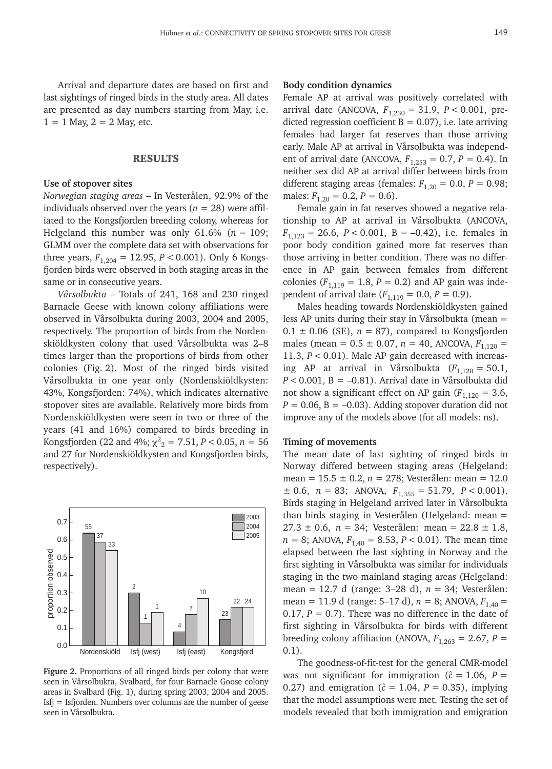Arrival and departure dates are based on first and last sightings of ringed birds in the study area. All dates are presented as day numbers starting from May, i.e. 1 = 1 May, 2 = 2 May, etc.

## RESULTS

### Use of stopover sites

*Norwegian staging areas* – In Vesterålen, 92.9% of the individuals observed over the years ($n$ = 28) were affiliated to the Kongsfjorden breeding colony, whereas for Helgeland this number was only 61.6% ($n$ = 109; GLMM over the complete data set with observations for three years, $F_{1,204}$ = 12.95, $P$ < 0.001). Only 6 Kongsfjorden birds were observed in both staging areas in the same or in consecutive years.

*Vårsolbukta* – Totals of 241, 168 and 230 ringed Barnacle Geese with known colony affiliations were observed in Vårsolbukta during 2003, 2004 and 2005, respectively. The proportion of birds from the Nordenskiöldkysten colony that used Vårsolbukta was 2–8 times larger than the proportions of birds from other colonies (Fig. 2). Most of the ringed birds visited Vårsolbukta in one year only (Nordenskiöldkysten: 43%, Kongsfjorden: 74%), which indicates alternative stopover sites are available. Relatively more birds from Nordenskiöldkysten were seen in two or three of the years (41 and 16%) compared to birds breeding in Kongsfjorden (22 and 4%; $\chi^2_2$ = 7.51, $P$ < 0.05, $n$ = 56 and 27 for Nordenskiöldkysten and Kongsfjorden birds, respectively).

**Figure 2.** Proportions of all ringed birds per colony that were seen in Vårsolbukta, Svalbard, for four Barnacle Goose colony areas in Svalbard (Fig. 1), during spring 2003, 2004 and 2005. Isfj = Isfjorden. Numbers over columns are the number of geese seen in Vårsolbukta.

### Body condition dynamics

Female AP at arrival was positively correlated with arrival date (ANCOVA, $F_{1,230}$ = 31.9, $P$ < 0.001, predicted regression coefficient B = 0.07), i.e. late arriving females had larger fat reserves than those arriving early. Male AP at arrival in Vårsolbukta was independent of arrival date (ANCOVA, $F_{1,253}$ = 0.7, $P$ = 0.4). In neither sex did AP at arrival differ between birds from different staging areas (females: $F_{1,20}$ = 0.0, $P$ = 0.98; males: $F_{1,20}$ = 0.2, $P$ = 0.6).

Female gain in fat reserves showed a negative relationship to AP at arrival in Vårsolbukta (ANCOVA, $F_{1,123}$ = 26.6, $P$ < 0.001, B = –0.42), i.e. females in poor body condition gained more fat reserves than those arriving in better condition. There was no difference in AP gain between females from different colonies ($F_{1,119}$ = 1.8, $P$ = 0.2) and AP gain was independent of arrival date ($F_{1,119}$ = 0.0, $P$ = 0.9).

Males heading towards Nordenskiöldkysten gained less AP units during their stay in Vårsolbukta (mean = 0.1 ± 0.06 (SE), $n$ = 87), compared to Kongsfjorden males (mean = 0.5 ± 0.07, $n$ = 40, ANCOVA, $F_{1,120}$ = 11.3, $P$ < 0.01). Male AP gain decreased with increasing AP at arrival in Vårsolbukta ($F_{1,120}$ = 50.1, $P$ < 0.001, B = –0.81). Arrival date in Vårsolbukta did not show a significant effect on AP gain ($F_{1,120}$ = 3.6, $P$ = 0.06, B = –0.03). Adding stopover duration did not improve any of the models above (for all models: ns).

### Timing of movements

The mean date of last sighting of ringed birds in Norway differed between staging areas (Helgeland: mean = 15.5 ± 0.2, $n$ = 278; Vesterålen: mean = 12.0 ± 0.6, $n$ = 83; ANOVA, $F_{1,355}$ = 51.79, $P$ < 0.001). Birds staging in Helgeland arrived later in Vårsolbukta than birds staging in Vesterålen (Helgeland: mean = 27.3 ± 0.6, $n$ = 34; Vesterålen: mean = 22.8 ± 1.8, $n$ = 8; ANOVA, $F_{1,40}$ = 8.53, $P$ < 0.01). The mean time elapsed between the last sighting in Norway and the first sighting in Vårsolbukta was similar for individuals staging in the two mainland staging areas (Helgeland: mean = 12.7 d (range: 3–28 d), $n$ = 34; Vesterålen: mean = 11.9 d (range: 5–17 d), $n$ = 8; ANOVA, $F_{1,40}$ = 0.17, $P$ = 0.7). There was no difference in the date of first sighting in Vårsolbukta for birds with different breeding colony affiliation (ANOVA, $F_{1,263}$ = 2.67, $P$ = 0.1).

The goodness-of-fit-test for the general CMR-model was not significant for immigration ($\hat{c}$ = 1.06, $P$ = 0.27) and emigration ($\hat{c}$ = 1.04, $P$ = 0.35), implying that the model assumptions were met. Testing the set of models revealed that both immigration and emigration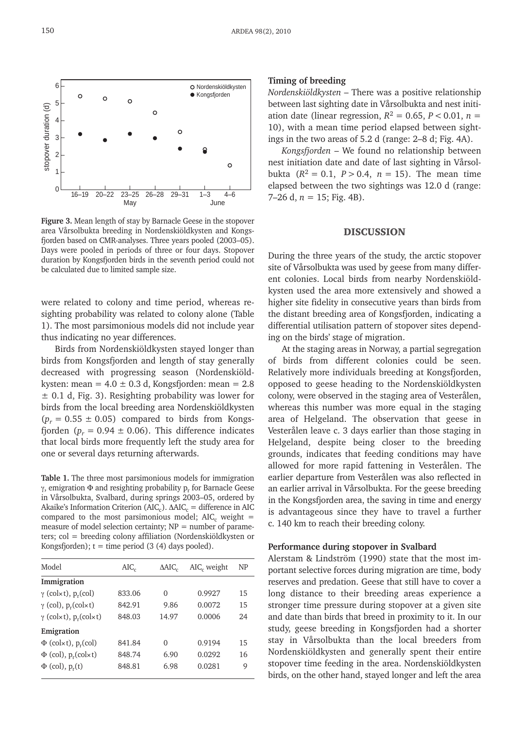**Figure 3.** Mean length of stay by Barnacle Geese in the stopover area Vårsolbukta breeding in Nordenskiöldkysten and Kongsfjorden based on CMR-analyses. Three years pooled (2003–05). Days were pooled in periods of three or four days. Stopover duration by Kongsfjorden birds in the seventh period could not be calculated due to limited sample size.

were related to colony and time period, whereas resighting probability was related to colony alone (Table 1). The most parsimonious models did not include year thus indicating no year differences.

Birds from Nordenskiöldkysten stayed longer than birds from Kongsfjorden and length of stay generally decreased with progressing season (Nordenskiöldkysten: mean = 4.0 ± 0.3 d, Kongsfjorden: mean = 2.8 ± 0.1 d, Fig. 3). Resighting probability was lower for birds from the local breeding area Nordenskiöldkysten ($p_r$ = 0.55 ± 0.05) compared to birds from Kongsfjorden ($p_r$ = 0.94 ± 0.06). This difference indicates that local birds more frequently left the study area for one or several days returning afterwards.

**Table 1.** The three most parsimonious models for immigration γ, emigration Φ and resighting probability $p_r$ for Barnacle Geese in Vårsolbukta, Svalbard, during springs 2003–05, ordered by Akaike's Information Criterion ($AIC_c$). $\Delta AIC_c$ = difference in AIC compared to the most parsimonious model; $AIC_c$ weight = measure of model selection certainty; NP = number of parameters; col = breeding colony affiliation (Nordenskiöldkysten or Kongsfjorden); t = time period (3 (4) days pooled).

| Model | $AIC_c$ | $\Delta AIC_c$ | $AIC_c$ weight | NP |
|---|---|---|---|---|
| **Immigration** | | | | |
| γ (col×t), $p_r$(col) | 833.06 | 0 | 0.9927 | 15 |
| γ (col), $p_r$(col×t) | 842.91 | 9.86 | 0.0072 | 15 |
| γ (col×t), $p_r$(col×t) | 848.03 | 14.97 | 0.0006 | 24 |
| **Emigration** | | | | |
| Φ (col×t), $p_r$(col) | 841.84 | 0 | 0.9194 | 15 |
| Φ (col), $p_r$(col×t) | 848.74 | 6.90 | 0.0292 | 16 |
| Φ (col), $p_r$(t) | 848.81 | 6.98 | 0.0281 | 9 |

### Timing of breeding

*Nordenskiöldkysten* – There was a positive relationship between last sighting date in Vårsolbukta and nest initiation date (linear regression, $R^2$ = 0.65, $P$ < 0.01, $n$ = 10), with a mean time period elapsed between sightings in the two areas of 5.2 d (range: 2–8 d; Fig. 4A).

*Kongsfjorden* – We found no relationship between nest initiation date and date of last sighting in Vårsolbukta ($R^2$ = 0.1, $P$ > 0.4, $n$ = 15). The mean time elapsed between the two sightings was 12.0 d (range: 7–26 d, $n$ = 15; Fig. 4B).

## DISCUSSION

During the three years of the study, the arctic stopover site of Vårsolbukta was used by geese from many different colonies. Local birds from nearby Nordenskiöldkysten used the area more extensively and showed a higher site fidelity in consecutive years than birds from the distant breeding area of Kongsfjorden, indicating a differential utilisation pattern of stopover sites depending on the birds' stage of migration.

At the staging areas in Norway, a partial segregation of birds from different colonies could be seen. Relatively more individuals breeding at Kongsfjorden, opposed to geese heading to the Nordenskiöldkysten colony, were observed in the staging area of Vesterålen, whereas this number was more equal in the staging area of Helgeland. The observation that geese in Vesterålen leave c. 3 days earlier than those staging in Helgeland, despite being closer to the breeding grounds, indicates that feeding conditions may have allowed for more rapid fattening in Vesterålen. The earlier departure from Vesterålen was also reflected in an earlier arrival in Vårsolbukta. For the geese breeding in the Kongsfjorden area, the saving in time and energy is advantageous since they have to travel a further c. 140 km to reach their breeding colony.

### Performance during stopover in Svalbard

Alerstam & Lindström (1990) state that the most important selective forces during migration are time, body reserves and predation. Geese that still have to cover a long distance to their breeding areas experience a stronger time pressure during stopover at a given site and date than birds that breed in proximity to it. In our study, geese breeding in Kongsfjorden had a shorter stay in Vårsolbukta than the local breeders from Nordenskiöldkysten and generally spent their entire stopover time feeding in the area. Nordenskiöldkysten birds, on the other hand, stayed longer and left the area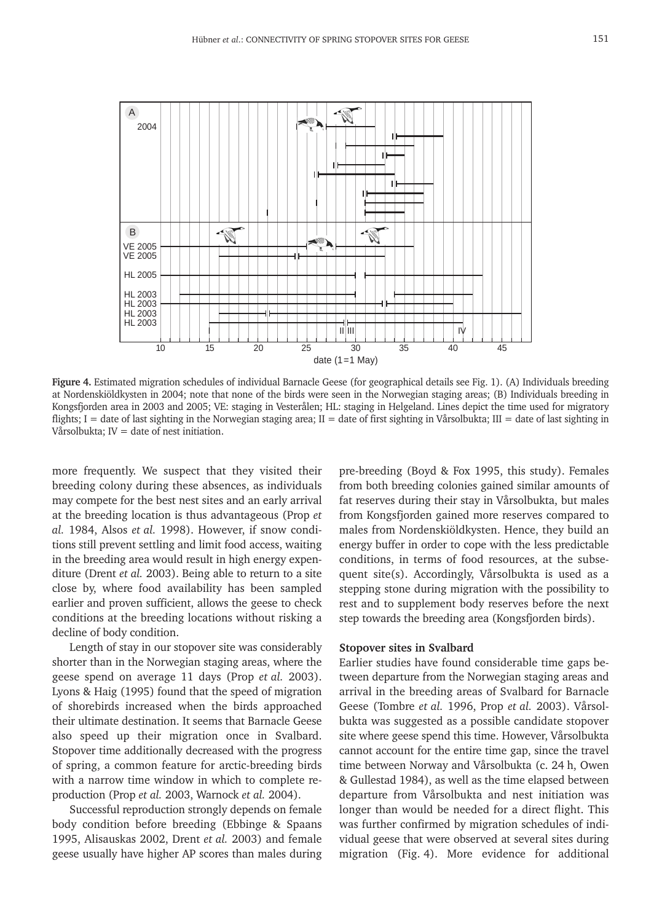**Figure 4.** Estimated migration schedules of individual Barnacle Geese (for geographical details see Fig. 1). (A) Individuals breeding at Nordenskiöldkysten in 2004; note that none of the birds were seen in the Norwegian staging areas; (B) Individuals breeding in Kongsfjorden area in 2003 and 2005; VE: staging in Vesterålen; HL: staging in Helgeland. Lines depict the time used for migratory flights; I = date of last sighting in the Norwegian staging area; II = date of first sighting in Vårsolbukta; III = date of last sighting in Vårsolbukta; IV = date of nest initiation.

more frequently. We suspect that they visited their breeding colony during these absences, as individuals may compete for the best nest sites and an early arrival at the breeding location is thus advantageous (Prop *et al.* 1984, Alsos *et al.* 1998). However, if snow conditions still prevent settling and limit food access, waiting in the breeding area would result in high energy expenditure (Drent *et al.* 2003). Being able to return to a site close by, where food availability has been sampled earlier and proven sufficient, allows the geese to check conditions at the breeding locations without risking a decline of body condition.

Length of stay in our stopover site was considerably shorter than in the Norwegian staging areas, where the geese spend on average 11 days (Prop *et al.* 2003). Lyons & Haig (1995) found that the speed of migration of shorebirds increased when the birds approached their ultimate destination. It seems that Barnacle Geese also speed up their migration once in Svalbard. Stopover time additionally decreased with the progress of spring, a common feature for arctic-breeding birds with a narrow time window in which to complete reproduction (Prop *et al.* 2003, Warnock *et al.* 2004).

Successful reproduction strongly depends on female body condition before breeding (Ebbinge & Spaans 1995, Alisauskas 2002, Drent *et al.* 2003) and female geese usually have higher AP scores than males during pre-breeding (Boyd & Fox 1995, this study). Females from both breeding colonies gained similar amounts of fat reserves during their stay in Vårsolbukta, but males from Kongsfjorden gained more reserves compared to males from Nordenskiöldkysten. Hence, they build an energy buffer in order to cope with the less predictable conditions, in terms of food resources, at the subsequent site(s). Accordingly, Vårsolbukta is used as a stepping stone during migration with the possibility to rest and to supplement body reserves before the next step towards the breeding area (Kongsfjorden birds).

### Stopover sites in Svalbard

Earlier studies have found considerable time gaps between departure from the Norwegian staging areas and arrival in the breeding areas of Svalbard for Barnacle Geese (Tombre *et al.* 1996, Prop *et al.* 2003). Vårsolbukta was suggested as a possible candidate stopover site where geese spend this time. However, Vårsolbukta cannot account for the entire time gap, since the travel time between Norway and Vårsolbukta (c. 24 h, Owen & Gullestad 1984), as well as the time elapsed between departure from Vårsolbukta and nest initiation was longer than would be needed for a direct flight. This was further confirmed by migration schedules of individual geese that were observed at several sites during migration (Fig. 4). More evidence for additional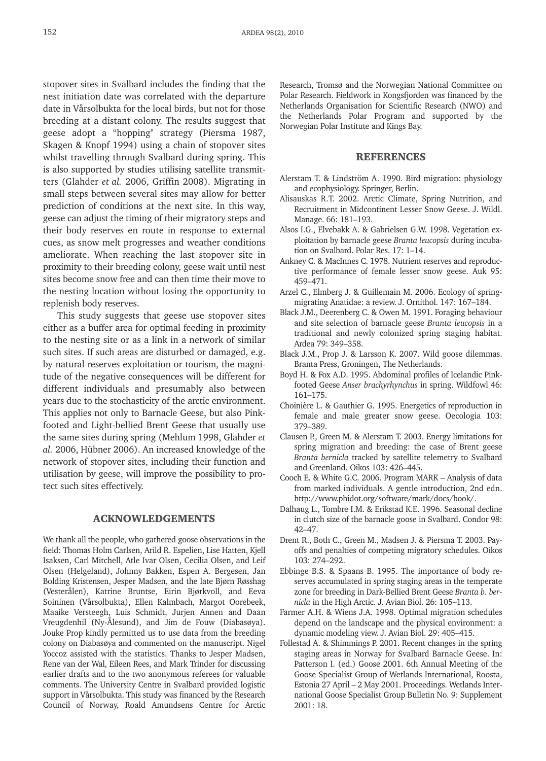stopover sites in Svalbard includes the finding that the nest initiation date was correlated with the departure date in Vårsolbukta for the local birds, but not for those breeding at a distant colony. The results suggest that geese adopt a "hopping" strategy (Piersma 1987, Skagen & Knopf 1994) using a chain of stopover sites whilst travelling through Svalbard during spring. This is also supported by studies utilising satellite transmitters (Glahder *et al.* 2006, Griffin 2008). Migrating in small steps between several sites may allow for better prediction of conditions at the next site. In this way, geese can adjust the timing of their migratory steps and their body reserves en route in response to external cues, as snow melt progresses and weather conditions ameliorate. When reaching the last stopover site in proximity to their breeding colony, geese wait until nest sites become snow free and can then time their move to the nesting location without losing the opportunity to replenish body reserves.

This study suggests that geese use stopover sites either as a buffer area for optimal feeding in proximity to the nesting site or as a link in a network of similar such sites. If such areas are disturbed or damaged, e.g. by natural reserves exploitation or tourism, the magnitude of the negative consequences will be different for different individuals and presumably also between years due to the stochasticity of the arctic environment. This applies not only to Barnacle Geese, but also Pink-footed and Light-bellied Brent Geese that usually use the same sites during spring (Mehlum 1998, Glahder *et al.* 2006, Hübner 2006). An increased knowledge of the network of stopover sites, including their function and utilisation by geese, will improve the possibility to protect such sites effectively.

## ACKNOWLEDGEMENTS

We thank all the people, who gathered goose observations in the field: Thomas Holm Carlsen, Arild R. Espelien, Lise Hatten, Kjell Isaksen, Carl Mitchell, Atle Ivar Olsen, Cecilia Olsen, and Leif Olsen (Helgeland), Johnny Bakken, Espen A. Bergesen, Jan Bolding Kristensen, Jesper Madsen, and the late Bjørn Røsshag (Vesterålen), Katrine Bruntse, Eirin Bjørkvoll, and Eeva Soininen (Vårsolbukta), Ellen Kalmbach, Margot Oorebeek, Maaike Versteegh, Luis Schmidt, Jurjen Annen and Daan Vreugdenhil (Ny-Ålesund), and Jim de Fouw (Diabasøya). Jouke Prop kindly permitted us to use data from the breeding colony on Diabasøya and commented on the manuscript. Nigel Yoccoz assisted with the statistics. Thanks to Jesper Madsen, Rene van der Wal, Eileen Rees, and Mark Trinder for discussing earlier drafts and to the two anonymous referees for valuable comments. The University Centre in Svalbard provided logistic support in Vårsolbukta. This study was financed by the Research Council of Norway, Roald Amundsens Centre for Arctic Research, Tromsø and the Norwegian National Committee on Polar Research. Fieldwork in Kongsfjorden was financed by the Netherlands Organisation for Scientific Research (NWO) and the Netherlands Polar Program and supported by the Norwegian Polar Institute and Kings Bay.

## REFERENCES

Alerstam T. & Lindström A. 1990. Bird migration: physiology and ecophysiology. Springer, Berlin.

Alisauskas R.T. 2002. Arctic Climate, Spring Nutrition, and Recruitment in Midcontinent Lesser Snow Geese. J. Wildl. Manage. 66: 181–193.

Alsos I.G., Elvebakk A. & Gabrielsen G.W. 1998. Vegetation exploitation by barnacle geese *Branta leucopsis* during incubation on Svalbard. Polar Res. 17: 1–14.

Ankney C. & MacInnes C. 1978. Nutrient reserves and reproductive performance of female lesser snow geese. Auk 95: 459–471.

Arzel C., Elmberg J. & Guillemain M. 2006. Ecology of spring-migrating Anatidae: a review. J. Ornithol. 147: 167–184.

Black J.M., Deerenberg C. & Owen M. 1991. Foraging behaviour and site selection of barnacle geese *Branta leucopsis* in a traditional and newly colonized spring staging habitat. Ardea 79: 349–358.

Black J.M., Prop J. & Larsson K. 2007. Wild goose dilemmas. Branta Press, Groningen, The Netherlands.

Boyd H. & Fox A.D. 1995. Abdominal profiles of Icelandic Pink-footed Geese *Anser brachyrhynchus* in spring. Wildfowl 46: 161–175.

Choinière L. & Gauthier G. 1995. Energetics of reproduction in female and male greater snow geese. Oecologia 103: 379–389.

Clausen P., Green M. & Alerstam T. 2003. Energy limitations for spring migration and breeding: the case of Brent geese *Branta bernicla* tracked by satellite telemetry to Svalbard and Greenland. Oikos 103: 426–445.

Cooch E. & White G.C. 2006. Program MARK – Analysis of data from marked individuals. A gentle introduction, 2nd edn. http://www.phidot.org/software/mark/docs/book/.

Dalhaug L., Tombre I.M. & Erikstad K.E. 1996. Seasonal decline in clutch size of the barnacle goose in Svalbard. Condor 98: 42–47.

Drent R., Both C., Green M., Madsen J. & Piersma T. 2003. Payoffs and penalties of competing migratory schedules. Oikos 103: 274–292.

Ebbinge B.S. & Spaans B. 1995. The importance of body reserves accumulated in spring staging areas in the temperate zone for breeding in Dark-Bellied Brent Geese *Branta b. bernicla* in the High Arctic. J. Avian Biol. 26: 105–113.

Farmer A.H. & Wiens J.A. 1998. Optimal migration schedules depend on the landscape and the physical environment: a dynamic modeling view. J. Avian Biol. 29: 405–415.

Follestad A. & Shimmings P. 2001. Recent changes in the spring staging areas in Norway for Svalbard Barnacle Geese. In: Patterson I. (ed.) Goose 2001. 6th Annual Meeting of the Goose Specialist Group of Wetlands International, Roosta, Estonia 27 April – 2 May 2001. Proceedings. Wetlands International Goose Specialist Group Bulletin No. 9: Supplement 2001: 18.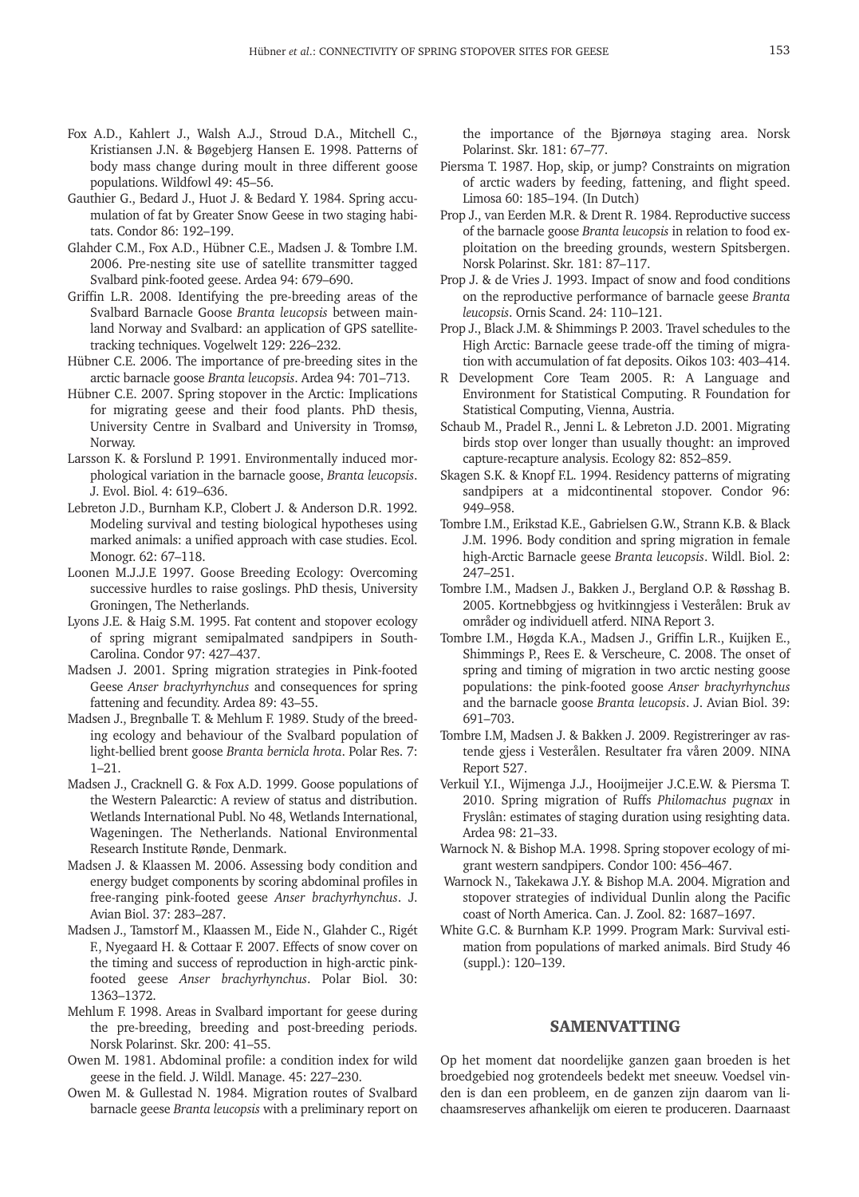Fox A.D., Kahlert J., Walsh A.J., Stroud D.A., Mitchell C., Kristiansen J.N. & Bøgebjerg Hansen E. 1998. Patterns of body mass change during moult in three different goose populations. Wildfowl 49: 45–56.

Gauthier G., Bedard J., Huot J. & Bedard Y. 1984. Spring accumulation of fat by Greater Snow Geese in two staging habitats. Condor 86: 192–199.

Glahder C.M., Fox A.D., Hübner C.E., Madsen J. & Tombre I.M. 2006. Pre-nesting site use of satellite transmitter tagged Svalbard pink-footed geese. Ardea 94: 679–690.

Griffin L.R. 2008. Identifying the pre-breeding areas of the Svalbard Barnacle Goose *Branta leucopsis* between mainland Norway and Svalbard: an application of GPS satellite-tracking techniques. Vogelwelt 129: 226–232.

Hübner C.E. 2006. The importance of pre-breeding sites in the arctic barnacle goose *Branta leucopsis*. Ardea 94: 701–713.

Hübner C.E. 2007. Spring stopover in the Arctic: Implications for migrating geese and their food plants. PhD thesis, University Centre in Svalbard and University in Tromsø, Norway.

Larsson K. & Forslund P. 1991. Environmentally induced morphological variation in the barnacle goose, *Branta leucopsis*. J. Evol. Biol. 4: 619–636.

Lebreton J.D., Burnham K.P., Clobert J. & Anderson D.R. 1992. Modeling survival and testing biological hypotheses using marked animals: a unified approach with case studies. Ecol. Monogr. 62: 67–118.

Loonen M.J.J.E 1997. Goose Breeding Ecology: Overcoming successive hurdles to raise goslings. PhD thesis, University Groningen, The Netherlands.

Lyons J.E. & Haig S.M. 1995. Fat content and stopover ecology of spring migrant semipalmated sandpipers in South-Carolina. Condor 97: 427–437.

Madsen J. 2001. Spring migration strategies in Pink-footed Geese *Anser brachyrhynchus* and consequences for spring fattening and fecundity. Ardea 89: 43–55.

Madsen J., Bregnballe T. & Mehlum F. 1989. Study of the breeding ecology and behaviour of the Svalbard population of light-bellied brent goose *Branta bernicla hrota*. Polar Res. 7: 1–21.

Madsen J., Cracknell G. & Fox A.D. 1999. Goose populations of the Western Palearctic: A review of status and distribution. Wetlands International Publ. No 48, Wetlands International, Wageningen. The Netherlands. National Environmental Research Institute Rønde, Denmark.

Madsen J. & Klaassen M. 2006. Assessing body condition and energy budget components by scoring abdominal profiles in free-ranging pink-footed geese *Anser brachyrhynchus*. J. Avian Biol. 37: 283–287.

Madsen J., Tamstorf M., Klaassen M., Eide N., Glahder C., Rigét F., Nyegaard H. & Cottaar F. 2007. Effects of snow cover on the timing and success of reproduction in high-arctic pink-footed geese *Anser brachyrhynchus*. Polar Biol. 30: 1363–1372.

Mehlum F. 1998. Areas in Svalbard important for geese during the pre-breeding, breeding and post-breeding periods. Norsk Polarinst. Skr. 200: 41–55.

Owen M. 1981. Abdominal profile: a condition index for wild geese in the field. J. Wildl. Manage. 45: 227–230.

Owen M. & Gullestad N. 1984. Migration routes of Svalbard barnacle geese *Branta leucopsis* with a preliminary report on the importance of the Bjørnøya staging area. Norsk Polarinst. Skr. 181: 67–77.

Piersma T. 1987. Hop, skip, or jump? Constraints on migration of arctic waders by feeding, fattening, and flight speed. Limosa 60: 185–194. (In Dutch)

Prop J., van Eerden M.R. & Drent R. 1984. Reproductive success of the barnacle goose *Branta leucopsis* in relation to food exploitation on the breeding grounds, western Spitsbergen. Norsk Polarinst. Skr. 181: 87–117.

Prop J. & de Vries J. 1993. Impact of snow and food conditions on the reproductive performance of barnacle geese *Branta leucopsis*. Ornis Scand. 24: 110–121.

Prop J., Black J.M. & Shimmings P. 2003. Travel schedules to the High Arctic: Barnacle geese trade-off the timing of migration with accumulation of fat deposits. Oikos 103: 403–414.

R Development Core Team 2005. R: A Language and Environment for Statistical Computing. R Foundation for Statistical Computing, Vienna, Austria.

Schaub M., Pradel R., Jenni L. & Lebreton J.D. 2001. Migrating birds stop over longer than usually thought: an improved capture-recapture analysis. Ecology 82: 852–859.

Skagen S.K. & Knopf F.L. 1994. Residency patterns of migrating sandpipers at a midcontinental stopover. Condor 96: 949–958.

Tombre I.M., Erikstad K.E., Gabrielsen G.W., Strann K.B. & Black J.M. 1996. Body condition and spring migration in female high-Arctic Barnacle geese *Branta leucopsis*. Wildl. Biol. 2: 247–251.

Tombre I.M., Madsen J., Bakken J., Bergland O.P. & Røsshag B. 2005. Kortnebbgjess og hvitkinngjess i Vesterålen: Bruk av områder og individuell atferd. NINA Report 3.

Tombre I.M., Høgda K.A., Madsen J., Griffin L.R., Kuijken E., Shimmings P., Rees E. & Verscheure, C. 2008. The onset of spring and timing of migration in two arctic nesting goose populations: the pink-footed goose *Anser brachyrhynchus* and the barnacle goose *Branta leucopsis*. J. Avian Biol. 39: 691–703.

Tombre I.M, Madsen J. & Bakken J. 2009. Registreringer av rastende gjess i Vesterålen. Resultater fra våren 2009. NINA Report 527.

Verkuil Y.I., Wijmenga J.J., Hooijmeijer J.C.E.W. & Piersma T. 2010. Spring migration of Ruffs *Philomachus pugnax* in Fryslân: estimates of staging duration using resighting data. Ardea 98: 21–33.

Warnock N. & Bishop M.A. 1998. Spring stopover ecology of migrant western sandpipers. Condor 100: 456–467.

Warnock N., Takekawa J.Y. & Bishop M.A. 2004. Migration and stopover strategies of individual Dunlin along the Pacific coast of North America. Can. J. Zool. 82: 1687–1697.

White G.C. & Burnham K.P. 1999. Program Mark: Survival estimation from populations of marked animals. Bird Study 46 (suppl.): 120–139.

## SAMENVATTING

Op het moment dat noordelijke ganzen gaan broeden is het broedgebied nog grotendeels bedekt met sneeuw. Voedsel vinden is dan een probleem, en de ganzen zijn daarom van lichaamsreserves afhankelijk om eieren te produceren. Daarnaast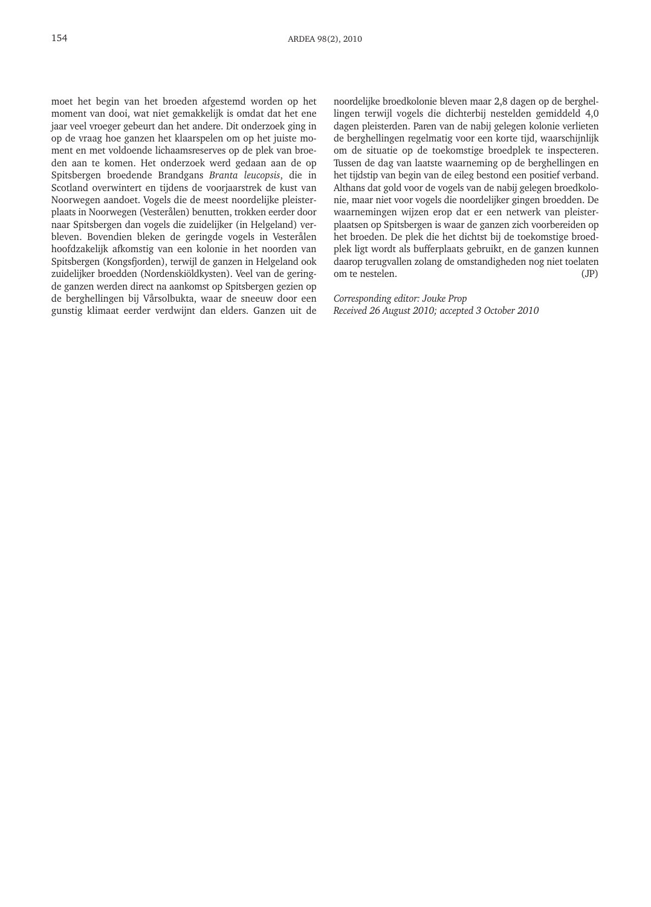moet het begin van het broeden afgestemd worden op het moment van dooi, wat niet gemakkelijk is omdat dat het ene jaar veel vroeger gebeurt dan het andere. Dit onderzoek ging in op de vraag hoe ganzen het klaarspelen om op het juiste moment en met voldoende lichaamsreserves op de plek van broeden aan te komen. Het onderzoek werd gedaan aan de op Spitsbergen broedende Brandgans *Branta leucopsis*, die in Scotland overwintert en tijdens de voorjaarstrek de kust van Noorwegen aandoet. Vogels die de meest noordelijke pleisterplaats in Noorwegen (Vesterålen) benutten, trokken eerder door naar Spitsbergen dan vogels die zuidelijker (in Helgeland) verbleven. Bovendien bleken de geringde vogels in Vesterålen hoofdzakelijk afkomstig van een kolonie in het noorden van Spitsbergen (Kongsfjorden), terwijl de ganzen in Helgeland ook zuidelijker broedden (Nordenskiöldkysten). Veel van de geringde ganzen werden direct na aankomst op Spitsbergen gezien op de berghellingen bij Vårsolbukta, waar de sneeuw door een gunstig klimaat eerder verdwijnt dan elders. Ganzen uit de noordelijke broedkolonie bleven maar 2,8 dagen op de berghellingen terwijl vogels die dichterbij nestelden gemiddeld 4,0 dagen pleisterden. Paren van de nabij gelegen kolonie verlieten de berghellingen regelmatig voor een korte tijd, waarschijnlijk om de situatie op de toekomstige broedplek te inspecteren. Tussen de dag van laatste waarneming op de berghellingen en het tijdstip van begin van de eileg bestond een positief verband. Althans dat gold voor de vogels van de nabij gelegen broedkolonie, maar niet voor vogels die noordelijker gingen broedden. De waarnemingen wijzen erop dat er een netwerk van pleisterplaatsen op Spitsbergen is waar de ganzen zich voorbereiden op het broeden. De plek die het dichtst bij de toekomstige broedplek ligt wordt als bufferplaats gebruikt, en de ganzen kunnen daarop terugvallen zolang de omstandigheden nog niet toelaten om te nestelen. (JP)

*Corresponding editor: Jouke Prop*
*Received 26 August 2010; accepted 3 October 2010*